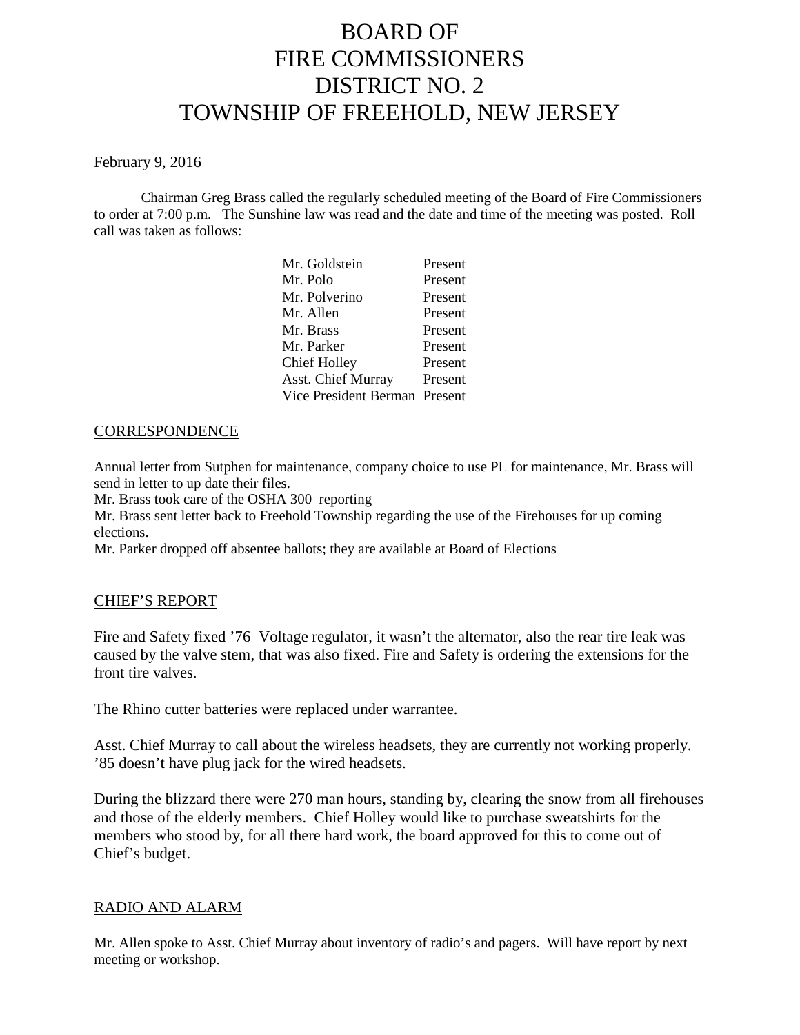# BOARD OF FIRE COMMISSIONERS DISTRICT NO. 2 TOWNSHIP OF FREEHOLD, NEW JERSEY

February 9, 2016

Chairman Greg Brass called the regularly scheduled meeting of the Board of Fire Commissioners to order at 7:00 p.m. The Sunshine law was read and the date and time of the meeting was posted. Roll call was taken as follows:

| | |
|---|---|
| Mr. Goldstein | Present |
| Mr. Polo | Present |
| Mr. Polverino | Present |
| Mr. Allen | Present |
| Mr. Brass | Present |
| Mr. Parker | Present |
| Chief Holley | Present |
| Asst. Chief Murray | Present |
| Vice President Berman | Present |

## CORRESPONDENCE

Annual letter from Sutphen for maintenance, company choice to use PL for maintenance, Mr. Brass will send in letter to up date their files.
Mr. Brass took care of the OSHA 300 reporting
Mr. Brass sent letter back to Freehold Township regarding the use of the Firehouses for up coming elections.
Mr. Parker dropped off absentee ballots; they are available at Board of Elections

## CHIEF'S REPORT

Fire and Safety fixed '76 Voltage regulator, it wasn't the alternator, also the rear tire leak was caused by the valve stem, that was also fixed. Fire and Safety is ordering the extensions for the front tire valves.

The Rhino cutter batteries were replaced under warrantee.

Asst. Chief Murray to call about the wireless headsets, they are currently not working properly. '85 doesn't have plug jack for the wired headsets.

During the blizzard there were 270 man hours, standing by, clearing the snow from all firehouses and those of the elderly members. Chief Holley would like to purchase sweatshirts for the members who stood by, for all there hard work, the board approved for this to come out of Chief's budget.

## RADIO AND ALARM

Mr. Allen spoke to Asst. Chief Murray about inventory of radio's and pagers. Will have report by next meeting or workshop.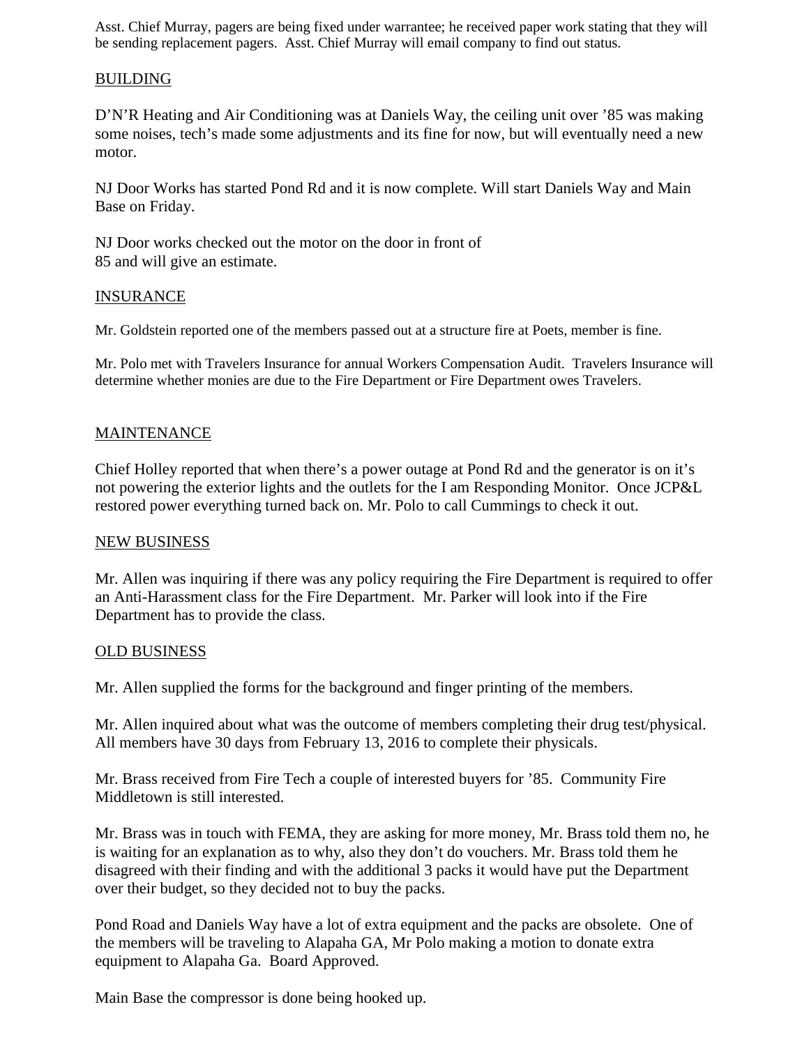Asst. Chief Murray, pagers are being fixed under warrantee; he received paper work stating that they will be sending replacement pagers. Asst. Chief Murray will email company to find out status.

## BUILDING

D'N'R Heating and Air Conditioning was at Daniels Way, the ceiling unit over '85 was making some noises, tech's made some adjustments and its fine for now, but will eventually need a new motor.

NJ Door Works has started Pond Rd and it is now complete. Will start Daniels Way and Main Base on Friday.

NJ Door works checked out the motor on the door in front of 85 and will give an estimate.

## INSURANCE

Mr. Goldstein reported one of the members passed out at a structure fire at Poets, member is fine.

Mr. Polo met with Travelers Insurance for annual Workers Compensation Audit. Travelers Insurance will determine whether monies are due to the Fire Department or Fire Department owes Travelers.

## MAINTENANCE

Chief Holley reported that when there's a power outage at Pond Rd and the generator is on it's not powering the exterior lights and the outlets for the I am Responding Monitor. Once JCP&L restored power everything turned back on. Mr. Polo to call Cummings to check it out.

## NEW BUSINESS

Mr. Allen was inquiring if there was any policy requiring the Fire Department is required to offer an Anti-Harassment class for the Fire Department. Mr. Parker will look into if the Fire Department has to provide the class.

## OLD BUSINESS

Mr. Allen supplied the forms for the background and finger printing of the members.

Mr. Allen inquired about what was the outcome of members completing their drug test/physical. All members have 30 days from February 13, 2016 to complete their physicals.

Mr. Brass received from Fire Tech a couple of interested buyers for '85. Community Fire Middletown is still interested.

Mr. Brass was in touch with FEMA, they are asking for more money, Mr. Brass told them no, he is waiting for an explanation as to why, also they don't do vouchers. Mr. Brass told them he disagreed with their finding and with the additional 3 packs it would have put the Department over their budget, so they decided not to buy the packs.

Pond Road and Daniels Way have a lot of extra equipment and the packs are obsolete. One of the members will be traveling to Alapaha GA, Mr Polo making a motion to donate extra equipment to Alapaha Ga. Board Approved.

Main Base the compressor is done being hooked up.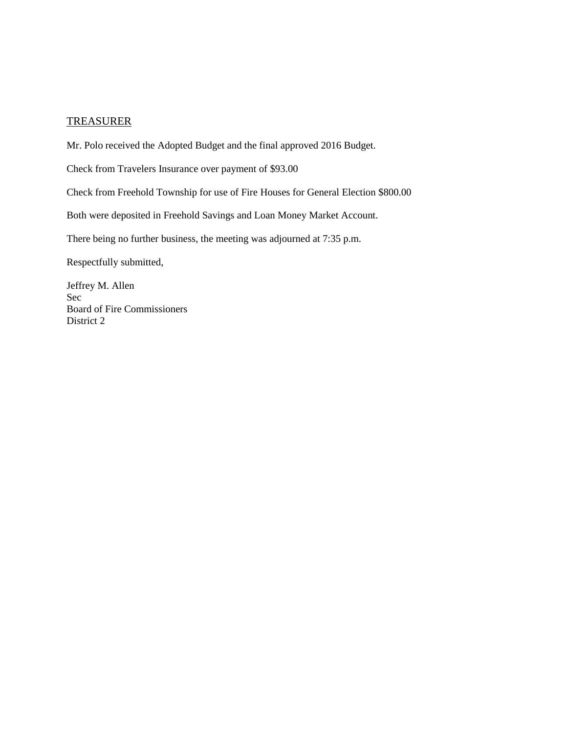## TREASURER

Mr. Polo received the Adopted Budget and the final approved 2016 Budget.

Check from Travelers Insurance over payment of $93.00

Check from Freehold Township for use of Fire Houses for General Election $800.00

Both were deposited in Freehold Savings and Loan Money Market Account.

There being no further business, the meeting was adjourned at 7:35 p.m.

Respectfully submitted,

Jeffrey M. Allen  
Sec  
Board of Fire Commissioners  
District 2